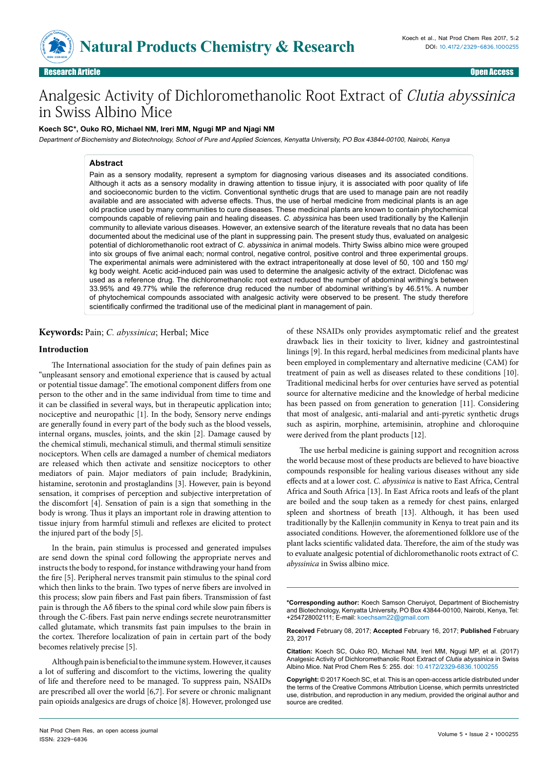Research Article

Open Access

# Analgesic Activity of Dichloromethanolic Root Extract of *Clutia abyssinica* in Swiss Albino Mice

**Koech SC\*, Ouko RO, Michael NM, Ireri MM, Ngugi MP and Njagi NM**

*Department of Biochemistry and Biotechnology, School of Pure and Applied Sciences, Kenyatta University, PO Box 43844-00100, Nairobi, Kenya*

## Abstract

Pain as a sensory modality, represent a symptom for diagnosing various diseases and its associated conditions. Although it acts as a sensory modality in drawing attention to tissue injury, it is associated with poor quality of life and socioeconomic burden to the victim. Conventional synthetic drugs that are used to manage pain are not readily available and are associated with adverse effects. Thus, the use of herbal medicine from medicinal plants is an age old practice used by many communities to cure diseases. These medicinal plants are known to contain phytochemical compounds capable of relieving pain and healing diseases. *C. abyssinica* has been used traditionally by the Kallenjin community to alleviate various diseases. However, an extensive search of the literature reveals that no data has been documented about the medicinal use of the plant in suppressing pain. The present study thus, evaluated on analgesic potential of dichloromethanolic root extract of *C. abyssinica* in animal models. Thirty Swiss albino mice were grouped into six groups of five animal each; normal control, negative control, positive control and three experimental groups. The experimental animals were administered with the extract intraperitoneally at dose level of 50, 100 and 150 mg/kg body weight. Acetic acid-induced pain was used to determine the analgesic activity of the extract. Diclofenac was used as a reference drug. The dichloromethanolic root extract reduced the number of abdominal writhing's between 33.95% and 49.77% while the reference drug reduced the number of abdominal writhing's by 46.51%. A number of phytochemical compounds associated with analgesic activity were observed to be present. The study therefore scientifically confirmed the traditional use of the medicinal plant in management of pain.

**Keywords:** Pain; *C. abyssinica*; Herbal; Mice

## Introduction

The International association for the study of pain defines pain as "unpleasant sensory and emotional experience that is caused by actual or potential tissue damage". The emotional component differs from one person to the other and in the same individual from time to time and it can be classified in several ways, but in therapeutic application into; nociceptive and neuropathic [1]. In the body, Sensory nerve endings are generally found in every part of the body such as the blood vessels, internal organs, muscles, joints, and the skin [2]. Damage caused by the chemical stimuli, mechanical stimuli, and thermal stimuli sensitize nociceptors. When cells are damaged a number of chemical mediators are released which then activate and sensitize nociceptors to other mediators of pain. Major mediators of pain include; Bradykinin, histamine, serotonin and prostaglandins [3]. However, pain is beyond sensation, it comprises of perception and subjective interpretation of the discomfort [4]. Sensation of pain is a sign that something in the body is wrong. Thus it plays an important role in drawing attention to tissue injury from harmful stimuli and reflexes are elicited to protect the injured part of the body [5].

In the brain, pain stimulus is processed and generated impulses are send down the spinal cord following the appropriate nerves and instructs the body to respond, for instance withdrawing your hand from the fire [5]. Peripheral nerves transmit pain stimulus to the spinal cord which then links to the brain. Two types of nerve fibers are involved in this process; slow pain fibers and Fast pain fibers. Transmission of fast pain is through the Aδ fibers to the spinal cord while slow pain fibers is through the C-fibers. Fast pain nerve endings secrete neurotransmitter called glutamate, which transmits fast pain impulses to the brain in the cortex. Therefore localization of pain in certain part of the body becomes relatively precise [5].

Although pain is beneficial to the immune system. However, it causes a lot of suffering and discomfort to the victims, lowering the quality of life and therefore need to be managed. To suppress pain, NSAIDs are prescribed all over the world [6,7]. For severe or chronic malignant pain opioids analgesics are drugs of choice [8]. However, prolonged use of these NSAIDs only provides asymptomatic relief and the greatest drawback lies in their toxicity to liver, kidney and gastrointestinal linings [9]. In this regard, herbal medicines from medicinal plants have been employed in complementary and alternative medicine (CAM) for treatment of pain as well as diseases related to these conditions [10]. Traditional medicinal herbs for over centuries have served as potential source for alternative medicine and the knowledge of herbal medicine has been passed on from generation to generation [11]. Considering that most of analgesic, anti-malarial and anti-pyretic synthetic drugs such as aspirin, morphine, artemisinin, atrophine and chloroquine were derived from the plant products [12].

The use herbal medicine is gaining support and recognition across the world because most of these products are believed to have bioactive compounds responsible for healing various diseases without any side effects and at a lower cost. *C. abyssinica* is native to East Africa, Central Africa and South Africa [13]. In East Africa roots and leafs of the plant are boiled and the soup taken as a remedy for chest pains, enlarged spleen and shortness of breath [13]. Although, it has been used traditionally by the Kallenjin community in Kenya to treat pain and its associated conditions. However, the aforementioned folklore use of the plant lacks scientific validated data. Therefore, the aim of the study was to evaluate analgesic potential of dichloromethanolic roots extract of *C. abyssinica* in Swiss albino mice.

**\*Corresponding author:** Koech Samson Cheruiyot, Department of Biochemistry and Biotechnology, Kenyatta University, PO Box 43844-00100, Nairobi, Kenya, Tel: +254728002111; E-mail: koechsam22@gmail.com

**Received** February 08, 2017; **Accepted** February 16, 2017; **Published** February 23, 2017

**Citation:** Koech SC, Ouko RO, Michael NM, Ireri MM, Ngugi MP, et al. (2017) Analgesic Activity of Dichloromethanolic Root Extract of *Clutia abyssinica* in Swiss Albino Mice. Nat Prod Chem Res 5: 255. doi: 10.4172/2329-6836.1000255

**Copyright:** © 2017 Koech SC, et al. This is an open-access article distributed under the terms of the Creative Commons Attribution License, which permits unrestricted use, distribution, and reproduction in any medium, provided the original author and source are credited.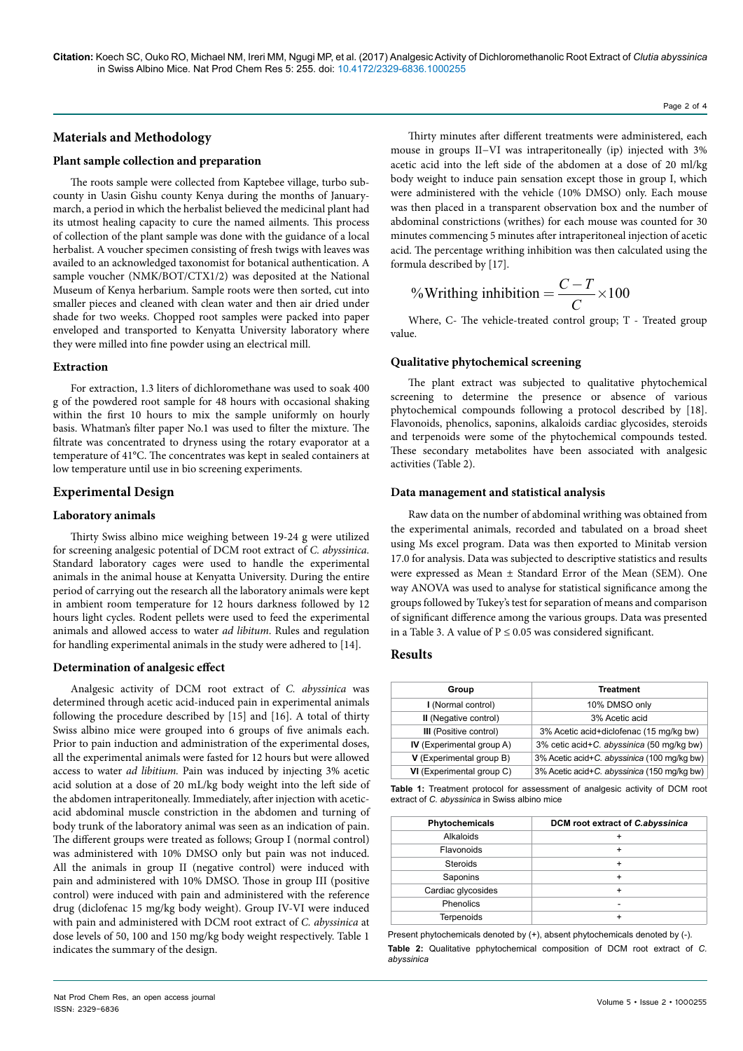## Materials and Methodology

### Plant sample collection and preparation

The roots sample were collected from Kaptebee village, turbo sub-county in Uasin Gishu county Kenya during the months of January-march, a period in which the herbalist believed the medicinal plant had its utmost healing capacity to cure the named ailments. This process of collection of the plant sample was done with the guidance of a local herbalist. A voucher specimen consisting of fresh twigs with leaves was availed to an acknowledged taxonomist for botanical authentication. A sample voucher (NMK/BOT/CTX1/2) was deposited at the National Museum of Kenya herbarium. Sample roots were then sorted, cut into smaller pieces and cleaned with clean water and then air dried under shade for two weeks. Chopped root samples were packed into paper enveloped and transported to Kenyatta University laboratory where they were milled into fine powder using an electrical mill.

### Extraction

For extraction, 1.3 liters of dichloromethane was used to soak 400 g of the powdered root sample for 48 hours with occasional shaking within the first 10 hours to mix the sample uniformly on hourly basis. Whatman's filter paper No.1 was used to filter the mixture. The filtrate was concentrated to dryness using the rotary evaporator at a temperature of 41°C. The concentrates was kept in sealed containers at low temperature until use in bio screening experiments.

## Experimental Design

### Laboratory animals

Thirty Swiss albino mice weighing between 19-24 g were utilized for screening analgesic potential of DCM root extract of *C. abyssinica*. Standard laboratory cages were used to handle the experimental animals in the animal house at Kenyatta University. During the entire period of carrying out the research all the laboratory animals were kept in ambient room temperature for 12 hours darkness followed by 12 hours light cycles. Rodent pellets were used to feed the experimental animals and allowed access to water *ad libitum*. Rules and regulation for handling experimental animals in the study were adhered to [14].

### Determination of analgesic effect

Analgesic activity of DCM root extract of *C. abyssinica* was determined through acetic acid-induced pain in experimental animals following the procedure described by [15] and [16]. A total of thirty Swiss albino mice were grouped into 6 groups of five animals each. Prior to pain induction and administration of the experimental doses, all the experimental animals were fasted for 12 hours but were allowed access to water *ad libitum*. Pain was induced by injecting 3% acetic acid solution at a dose of 20 mL/kg body weight into the left side of the abdomen intraperitoneally. Immediately, after injection with acetic-acid abdominal muscle constriction in the abdomen and turning of body trunk of the laboratory animal was seen as an indication of pain. The different groups were treated as follows; Group I (normal control) was administered with 10% DMSO only but pain was not induced. All the animals in group II (negative control) were induced with pain and administered with 10% DMSO. Those in group III (positive control) were induced with pain and administered with the reference drug (diclofenac 15 mg/kg body weight). Group IV-VI were induced with pain and administered with DCM root extract of *C. abyssinica* at dose levels of 50, 100 and 150 mg/kg body weight respectively. Table 1 indicates the summary of the design.

Thirty minutes after different treatments were administered, each mouse in groups II–VI was intraperitoneally (ip) injected with 3% acetic acid into the left side of the abdomen at a dose of 20 ml/kg body weight to induce pain sensation except those in group I, which were administered with the vehicle (10% DMSO) only. Each mouse was then placed in a transparent observation box and the number of abdominal constrictions (writhes) for each mouse was counted for 30 minutes commencing 5 minutes after intraperitoneal injection of acetic acid. The percentage writhing inhibition was then calculated using the formula described by [17].

$$\%\text{Writhing inhibition} = \frac{C-T}{C} \times 100$$

Where, C- The vehicle-treated control group; T - Treated group value.

### Qualitative phytochemical screening

The plant extract was subjected to qualitative phytochemical screening to determine the presence or absence of various phytochemical compounds following a protocol described by [18]. Flavonoids, phenolics, saponins, alkaloids cardiac glycosides, steroids and terpenoids were some of the phytochemical compounds tested. These secondary metabolites have been associated with analgesic activities (Table 2).

### Data management and statistical analysis

Raw data on the number of abdominal writhing was obtained from the experimental animals, recorded and tabulated on a broad sheet using Ms excel program. Data was then exported to Minitab version 17.0 for analysis. Data was subjected to descriptive statistics and results were expressed as Mean ± Standard Error of the Mean (SEM). One way ANOVA was used to analyse for statistical significance among the groups followed by Tukey's test for separation of means and comparison of significant difference among the various groups. Data was presented in a Table 3. A value of $P \leq 0.05$ was considered significant.

## Results

| Group | Treatment |
|---|---|
| **I** (Normal control) | 10% DMSO only |
| **II** (Negative control) | 3% Acetic acid |
| **III** (Positive control) | 3% Acetic acid+diclofenac (15 mg/kg bw) |
| **IV** (Experimental group A) | 3% cetic acid+*C. abyssinica* (50 mg/kg bw) |
| **V** (Experimental group B) | 3% Acetic acid+*C. abyssinica* (100 mg/kg bw) |
| **VI** (Experimental group C) | 3% Acetic acid+*C. abyssinica* (150 mg/kg bw) |

**Table 1:** Treatment protocol for assessment of analgesic activity of DCM root extract of *C. abyssinica* in Swiss albino mice

| Phytochemicals | DCM root extract of *C.abyssinica* |
|---|---|
| Alkaloids | + |
| Flavonoids | + |
| Steroids | + |
| Saponins | + |
| Cardiac glycosides | + |
| Phenolics | - |
| Terpenoids | + |

Present phytochemicals denoted by (+), absent phytochemicals denoted by (-).

**Table 2:** Qualitative pphytochemical composition of DCM root extract of *C. abyssinica*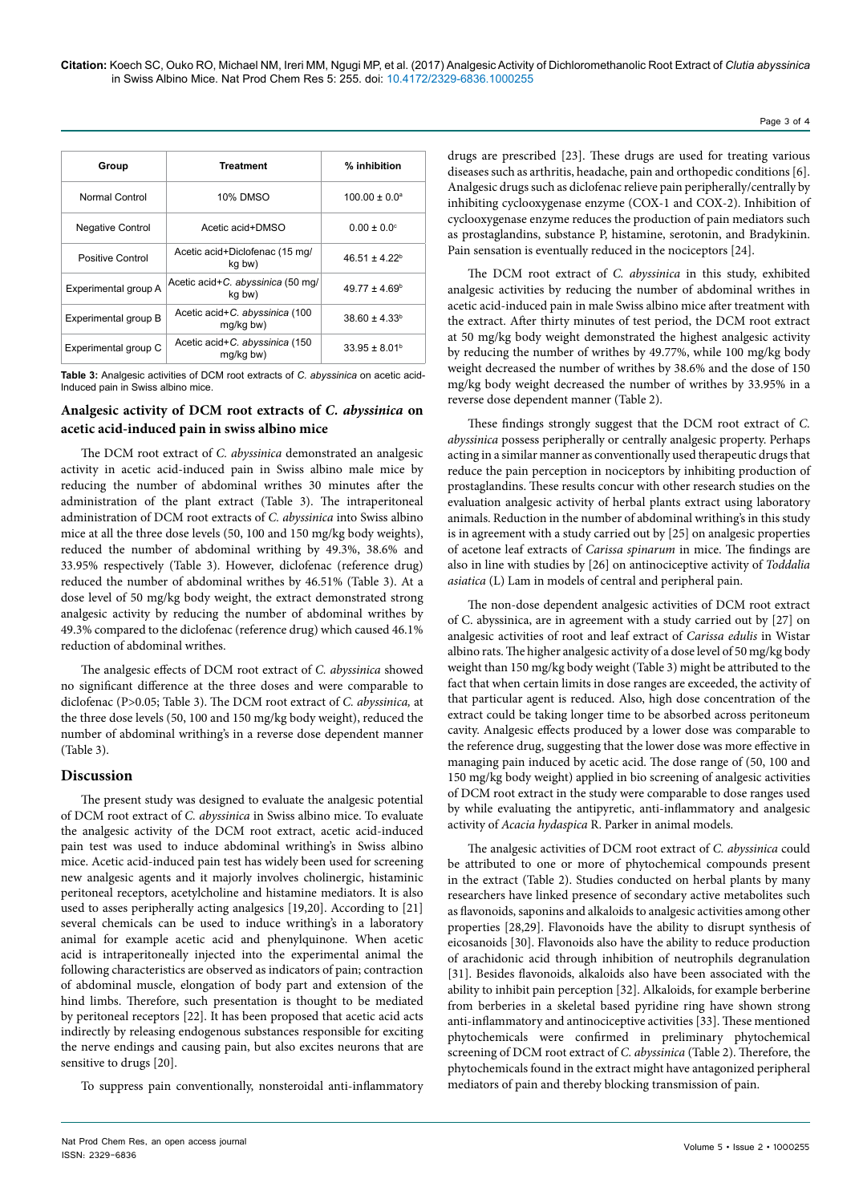| Group | Treatment | % inhibition |
|---|---|---|
| Normal Control | 10% DMSO | 100.00 ± 0.0[a] |
| Negative Control | Acetic acid+DMSO | 0.00 ± 0.0[c] |
| Positive Control | Acetic acid+Diclofenac (15 mg/kg bw) | 46.51 ± 4.22[b] |
| Experimental group A | Acetic acid+*C. abyssinica* (50 mg/kg bw) | 49.77 ± 4.69[b] |
| Experimental group B | Acetic acid+*C. abyssinica* (100 mg/kg bw) | 38.60 ± 4.33[b] |
| Experimental group C | Acetic acid+*C. abyssinica* (150 mg/kg bw) | 33.95 ± 8.01[b] |

**Table 3:** Analgesic activities of DCM root extracts of *C. abyssinica* on acetic acid-Induced pain in Swiss albino mice.

### Analgesic activity of DCM root extracts of *C. abyssinica* on acetic acid-induced pain in swiss albino mice

The DCM root extract of *C. abyssinica* demonstrated an analgesic activity in acetic acid-induced pain in Swiss albino male mice by reducing the number of abdominal writhes 30 minutes after the administration of the plant extract (Table 3). The intraperitoneal administration of DCM root extracts of *C. abyssinica* into Swiss albino mice at all the three dose levels (50, 100 and 150 mg/kg body weights), reduced the number of abdominal writhing by 49.3%, 38.6% and 33.95% respectively (Table 3). However, diclofenac (reference drug) reduced the number of abdominal writhes by 46.51% (Table 3). At a dose level of 50 mg/kg body weight, the extract demonstrated strong analgesic activity by reducing the number of abdominal writhes by 49.3% compared to the diclofenac (reference drug) which caused 46.1% reduction of abdominal writhes.

The analgesic effects of DCM root extract of *C. abyssinica* showed no significant difference at the three doses and were comparable to diclofenac (P>0.05; Table 3). The DCM root extract of *C. abyssinica,* at the three dose levels (50, 100 and 150 mg/kg body weight), reduced the number of abdominal writhing's in a reverse dose dependent manner (Table 3).

## Discussion

The present study was designed to evaluate the analgesic potential of DCM root extract of *C. abyssinica* in Swiss albino mice. To evaluate the analgesic activity of the DCM root extract, acetic acid-induced pain test was used to induce abdominal writhing's in Swiss albino mice. Acetic acid-induced pain test has widely been used for screening new analgesic agents and it majorly involves cholinergic, histaminic peritoneal receptors, acetylcholine and histamine mediators. It is also used to asses peripherally acting analgesics [19,20]. According to [21] several chemicals can be used to induce writhing's in a laboratory animal for example acetic acid and phenylquinone. When acetic acid is intraperitoneally injected into the experimental animal the following characteristics are observed as indicators of pain; contraction of abdominal muscle, elongation of body part and extension of the hind limbs. Therefore, such presentation is thought to be mediated by peritoneal receptors [22]. It has been proposed that acetic acid acts indirectly by releasing endogenous substances responsible for exciting the nerve endings and causing pain, but also excites neurons that are sensitive to drugs [20].

To suppress pain conventionally, nonsteroidal anti-inflammatory drugs are prescribed [23]. These drugs are used for treating various diseases such as arthritis, headache, pain and orthopedic conditions [6]. Analgesic drugs such as diclofenac relieve pain peripherally/centrally by inhibiting cyclooxygenase enzyme (COX-1 and COX-2). Inhibition of cyclooxygenase enzyme reduces the production of pain mediators such as prostaglandins, substance P, histamine, serotonin, and Bradykinin. Pain sensation is eventually reduced in the nociceptors [24].

The DCM root extract of *C. abyssinica* in this study, exhibited analgesic activities by reducing the number of abdominal writhes in acetic acid-induced pain in male Swiss albino mice after treatment with the extract. After thirty minutes of test period, the DCM root extract at 50 mg/kg body weight demonstrated the highest analgesic activity by reducing the number of writhes by 49.77%, while 100 mg/kg body weight decreased the number of writhes by 38.6% and the dose of 150 mg/kg body weight decreased the number of writhes by 33.95% in a reverse dose dependent manner (Table 2).

These findings strongly suggest that the DCM root extract of *C. abyssinica* possess peripherally or centrally analgesic property. Perhaps acting in a similar manner as conventionally used therapeutic drugs that reduce the pain perception in nociceptors by inhibiting production of prostaglandins. These results concur with other research studies on the evaluation analgesic activity of herbal plants extract using laboratory animals. Reduction in the number of abdominal writhing's in this study is in agreement with a study carried out by [25] on analgesic properties of acetone leaf extracts of *Carissa spinarum* in mice. The findings are also in line with studies by [26] on antinociceptive activity of *Toddalia asiatica* (L) Lam in models of central and peripheral pain.

The non-dose dependent analgesic activities of DCM root extract of C. abyssinica, are in agreement with a study carried out by [27] on analgesic activities of root and leaf extract of *Carissa edulis* in Wistar albino rats. The higher analgesic activity of a dose level of 50 mg/kg body weight than 150 mg/kg body weight (Table 3) might be attributed to the fact that when certain limits in dose ranges are exceeded, the activity of that particular agent is reduced. Also, high dose concentration of the extract could be taking longer time to be absorbed across peritoneum cavity. Analgesic effects produced by a lower dose was comparable to the reference drug, suggesting that the lower dose was more effective in managing pain induced by acetic acid. The dose range of (50, 100 and 150 mg/kg body weight) applied in bio screening of analgesic activities of DCM root extract in the study were comparable to dose ranges used by while evaluating the antipyretic, anti-inflammatory and analgesic activity of *Acacia hydaspica* R. Parker in animal models.

The analgesic activities of DCM root extract of *C. abyssinica* could be attributed to one or more of phytochemical compounds present in the extract (Table 2). Studies conducted on herbal plants by many researchers have linked presence of secondary active metabolites such as flavonoids, saponins and alkaloids to analgesic activities among other properties [28,29]. Flavonoids have the ability to disrupt synthesis of eicosanoids [30]. Flavonoids also have the ability to reduce production of arachidonic acid through inhibition of neutrophils degranulation [31]. Besides flavonoids, alkaloids also have been associated with the ability to inhibit pain perception [32]. Alkaloids, for example berberine from berberies in a skeletal based pyridine ring have shown strong anti-inflammatory and antinociceptive activities [33]. These mentioned phytochemicals were confirmed in preliminary phytochemical screening of DCM root extract of *C. abyssinica* (Table 2). Therefore, the phytochemicals found in the extract might have antagonized peripheral mediators of pain and thereby blocking transmission of pain.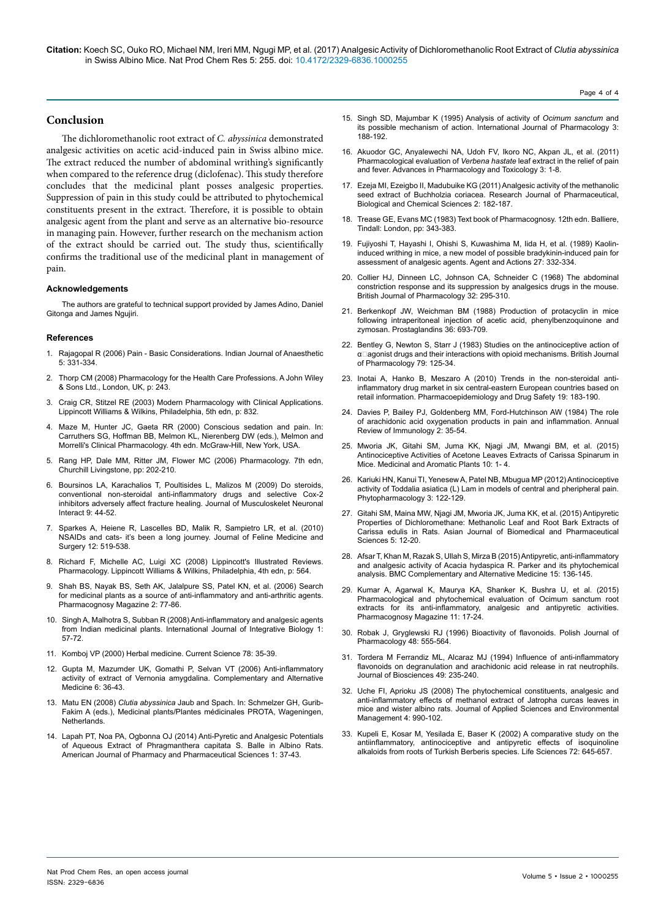## Conclusion

The dichloromethanolic root extract of *C. abyssinica* demonstrated analgesic activities on acetic acid-induced pain in Swiss albino mice. The extract reduced the number of abdominal writhing's significantly when compared to the reference drug (diclofenac). This study therefore concludes that the medicinal plant posses analgesic properties. Suppression of pain in this study could be attributed to phytochemical constituents present in the extract. Therefore, it is possible to obtain analgesic agent from the plant and serve as an alternative bio-resource in managing pain. However, further research on the mechanism action of the extract should be carried out. The study thus, scientifically confirms the traditional use of the medicinal plant in management of pain.

#### Acknowledgements

The authors are grateful to technical support provided by James Adino, Daniel Gitonga and James Ngujiri.

#### References

1. Rajagopal R (2006) Pain - Basic Considerations. Indian Journal of Anaesthetic 5: 331-334.
2. Thorp CM (2008) Pharmacology for the Health Care Professions. A John Wiley & Sons Ltd., London, UK, p: 243.
3. Craig CR, Stitzel RE (2003) Modern Pharmacology with Clinical Applications. Lippincott Williams & Wilkins, Philadelphia, 5th edn, p: 832.
4. Maze M, Hunter JC, Gaeta RR (2000) Conscious sedation and pain. In: Carruthers SG, Hoffman BB, Melmon KL, Nierenberg DW (eds.), Melmon and Morrelli's Clinical Pharmacology. 4th edn. McGraw-Hill, New York, USA.
5. Rang HP, Dale MM, Ritter JM, Flower MC (2006) Pharmacology. 7th edn, Churchill Livingstone, pp: 202-210.
6. Boursinos LA, Karachalios T, Poultisides L, Malizos M (2009) Do steroids, conventional non-steroidal anti-inflammatory drugs and selective Cox-2 inhibitors adversely affect fracture healing. Journal of Musculoskelet Neuronal Interact 9: 44-52.
7. Sparkes A, Heiene R, Lascelles BD, Malik R, Sampietro LR, et al. (2010) NSAIDs and cats- it's been a long journey. Journal of Feline Medicine and Surgery 12: 519-538.
8. Richard F, Michelle AC, Luigi XC (2008) Lippincott's Illustrated Reviews. Pharmacology. Lippincott Williams & Wilkins, Philadelphia, 4th edn, p: 564.
9. Shah BS, Nayak BS, Seth AK, Jalalpure SS, Patel KN, et al. (2006) Search for medicinal plants as a source of anti-inflammatory and anti-arthritic agents. Pharmacognosy Magazine 2: 77-86.
10. Singh A, Malhotra S, Subban R (2008) Anti-inflammatory and analgesic agents from Indian medicinal plants. International Journal of Integrative Biology 1: 57-72.
11. Komboj VP (2000) Herbal medicine. Current Science 78: 35-39.
12. Gupta M, Mazumder UK, Gomathi P, Selvan VT (2006) Anti-inflammatory activity of extract of Vernonia amygdalina. Complementary and Alternative Medicine 6: 36-43.
13. Matu EN (2008) *Clutia abyssinica* Jaub and Spach. In: Schmelzer GH, Gurib-Fakim A (eds.), Medicinal plants/Plantes médicinales PROTA, Wageningen, Netherlands.
14. Lapah PT, Noa PA, Ogbonna OJ (2014) Anti-Pyretic and Analgesic Potentials of Aqueous Extract of Phragmanthera capitata S. Balle in Albino Rats. American Journal of Pharmacy and Pharmaceutical Sciences 1: 37-43.
15. Singh SD, Majumbar K (1995) Analysis of activity of *Ocimum sanctum* and its possible mechanism of action. International Journal of Pharmacology 3: 188-192.
16. Akuodor GC, Anyalewechi NA, Udoh FV, Ikoro NC, Akpan JL, et al. (2011) Pharmacological evaluation of *Verbena hastate* leaf extract in the relief of pain and fever. Advances in Pharmacology and Toxicology 3: 1-8.
17. Ezeja MI, Ezeigbo II, Madubuike KG (2011) Analgesic activity of the methanolic seed extract of Buchholzia coriacea. Research Journal of Pharmaceutical, Biological and Chemical Sciences 2: 182-187.
18. Trease GE, Evans MC (1983) Text book of Pharmacognosy. 12th edn. Balliere, Tindall: London, pp: 343-383.
19. Fujiyoshi T, Hayashi I, Ohishi S, Kuwashima M, Iida H, et al. (1989) Kaolin-induced writhing in mice, a new model of possible bradykinin-induced pain for assessment of analgesic agents. Agent and Actions 27: 332-334.
20. Collier HJ, Dinneen LC, Johnson CA, Schneider C (1968) The abdominal constriction response and its suppression by analgesics drugs in the mouse. British Journal of Pharmacology 32: 295-310.
21. Berkenkopf JW, Weichman BM (1988) Production of protacyclin in mice following intraperitoneal injection of acetic acid, phenylbenzoquinone and zymosan. Prostaglandins 36: 693-709.
22. Bentley G, Newton S, Starr J (1983) Studies on the antinociceptive action of α□agonist drugs and their interactions with opioid mechanisms. British Journal of Pharmacology 79: 125-34.
23. Inotai A, Hanko B, Meszaro A (2010) Trends in the non-steroidal anti-inflammatory drug market in six central-eastern European countries based on retail information. Pharmacoepidemiology and Drug Safety 19: 183-190.
24. Davies P, Bailey PJ, Goldenberg MM, Ford-Hutchinson AW (1984) The role of arachidonic acid oxygenation products in pain and inflammation. Annual Review of Immunology 2: 35-54.
25. Mworia JK, Gitahi SM, Juma KK, Njagi JM, Mwangi BM, et al. (2015) Antinociceptive Activities of Acetone Leaves Extracts of Carissa Spinarum in Mice. Medicinal and Aromatic Plants 10: 1- 4.
26. Kariuki HN, Kanui TI, Yenesew A, Patel NB, Mbugua MP (2012) Antinoceceptive activity of Toddalia asiatica (L) Lam in models of central and pheripheral pain. Phytopharmacology 3: 122-129.
27. Gitahi SM, Maina MW, Njagi JM, Mworia JK, Juma KK, et al. (2015) Antipyretic Properties of Dichloromethane: Methanolic Leaf and Root Bark Extracts of Carissa edulis in Rats. Asian Journal of Biomedical and Pharmaceutical Sciences 5: 12-20.
28. Afsar T, Khan M, Razak S, Ullah S, Mirza B (2015) Antipyretic, anti-inflammatory and analgesic activity of Acacia hydaspica R. Parker and its phytochemical analysis. BMC Complementary and Alternative Medicine 15: 136-145.
29. Kumar A, Agarwal K, Maurya KA, Shanker K, Bushra U, et al. (2015) Pharmacological and phytochemical evaluation of Ocimum sanctum root extracts for its anti-inflammatory, analgesic and antipyretic activities. Pharmacognosy Magazine 11: 17-24.
30. Robak J, Gryglewski RJ (1996) Bioactivity of flavonoids. Polish Journal of Pharmacology 48: 555-564.
31. Tordera M Ferrandiz ML, Alcaraz MJ (1994) Influence of anti-inflammatory flavonoids on degranulation and arachidonic acid release in rat neutrophils. Journal of Biosciences 49: 235-240.
32. Uche FI, Aprioku JS (2008) The phytochemical constituents, analgesic and anti-inflammatory effects of methanol extract of Jatropha curcas leaves in mice and wister albino rats. Journal of Applied Sciences and Environmental Management 4: 990-102.
33. Kupeli E, Kosar M, Yesilada E, Baser K (2002) A comparative study on the antiinflammatory, antinociceptive and antipyretic effects of isoquinoline alkaloids from roots of Turkish Berberis species. Life Sciences 72: 645-657.